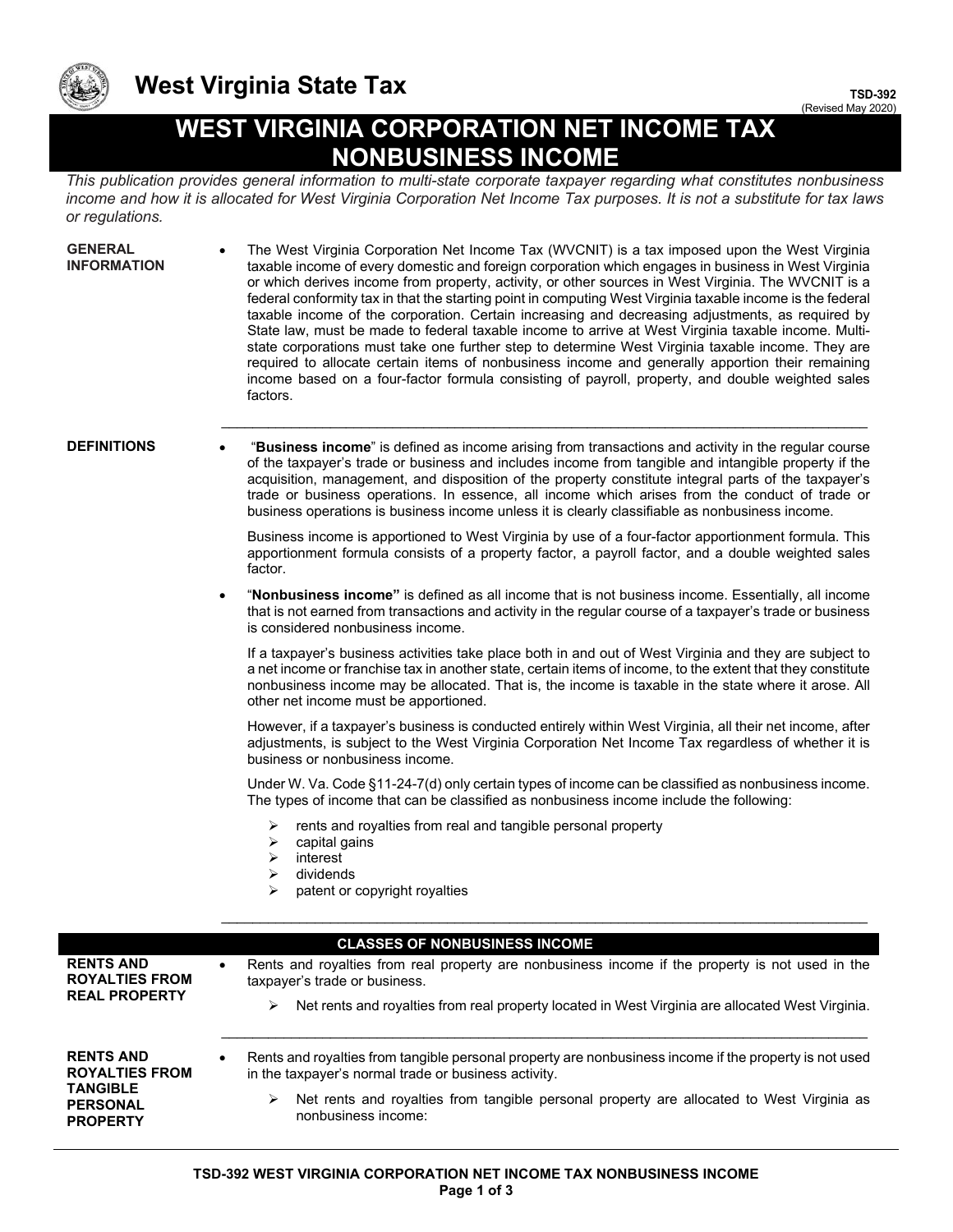# West Virginia State Tax

TSD-392
(Revised May 2020)

# WEST VIRGINIA CORPORATION NET INCOME TAX NONBUSINESS INCOME

*This publication provides general information to multi-state corporate taxpayer regarding what constitutes nonbusiness income and how it is allocated for West Virginia Corporation Net Income Tax purposes. It is not a substitute for tax laws or regulations.*

## GENERAL INFORMATION

- The West Virginia Corporation Net Income Tax (WVCNIT) is a tax imposed upon the West Virginia taxable income of every domestic and foreign corporation which engages in business in West Virginia or which derives income from property, activity, or other sources in West Virginia. The WVCNIT is a federal conformity tax in that the starting point in computing West Virginia taxable income is the federal taxable income of the corporation. Certain increasing and decreasing adjustments, as required by State law, must be made to federal taxable income to arrive at West Virginia taxable income. Multi-state corporations must take one further step to determine West Virginia taxable income. They are required to allocate certain items of nonbusiness income and generally apportion their remaining income based on a four-factor formula consisting of payroll, property, and double weighted sales factors.

## DEFINITIONS

- "**Business income**" is defined as income arising from transactions and activity in the regular course of the taxpayer's trade or business and includes income from tangible and intangible property if the acquisition, management, and disposition of the property constitute integral parts of the taxpayer's trade or business operations. In essence, all income which arises from the conduct of trade or business operations is business income unless it is clearly classifiable as nonbusiness income.

  Business income is apportioned to West Virginia by use of a four-factor apportionment formula. This apportionment formula consists of a property factor, a payroll factor, and a double weighted sales factor.

- "**Nonbusiness income"** is defined as all income that is not business income. Essentially, all income that is not earned from transactions and activity in the regular course of a taxpayer's trade or business is considered nonbusiness income.

  If a taxpayer's business activities take place both in and out of West Virginia and they are subject to a net income or franchise tax in another state, certain items of income, to the extent that they constitute nonbusiness income may be allocated. That is, the income is taxable in the state where it arose. All other net income must be apportioned.

  However, if a taxpayer's business is conducted entirely within West Virginia, all their net income, after adjustments, is subject to the West Virginia Corporation Net Income Tax regardless of whether it is business or nonbusiness income.

  Under W. Va. Code §11-24-7(d) only certain types of income can be classified as nonbusiness income. The types of income that can be classified as nonbusiness income include the following:

  - rents and royalties from real and tangible personal property
  - capital gains
  - interest
  - dividends
  - patent or copyright royalties

## CLASSES OF NONBUSINESS INCOME

### RENTS AND ROYALTIES FROM REAL PROPERTY

- Rents and royalties from real property are nonbusiness income if the property is not used in the taxpayer's trade or business.
  - Net rents and royalties from real property located in West Virginia are allocated West Virginia.

### RENTS AND ROYALTIES FROM TANGIBLE PERSONAL PROPERTY

- Rents and royalties from tangible personal property are nonbusiness income if the property is not used in the taxpayer's normal trade or business activity.
  - Net rents and royalties from tangible personal property are allocated to West Virginia as nonbusiness income: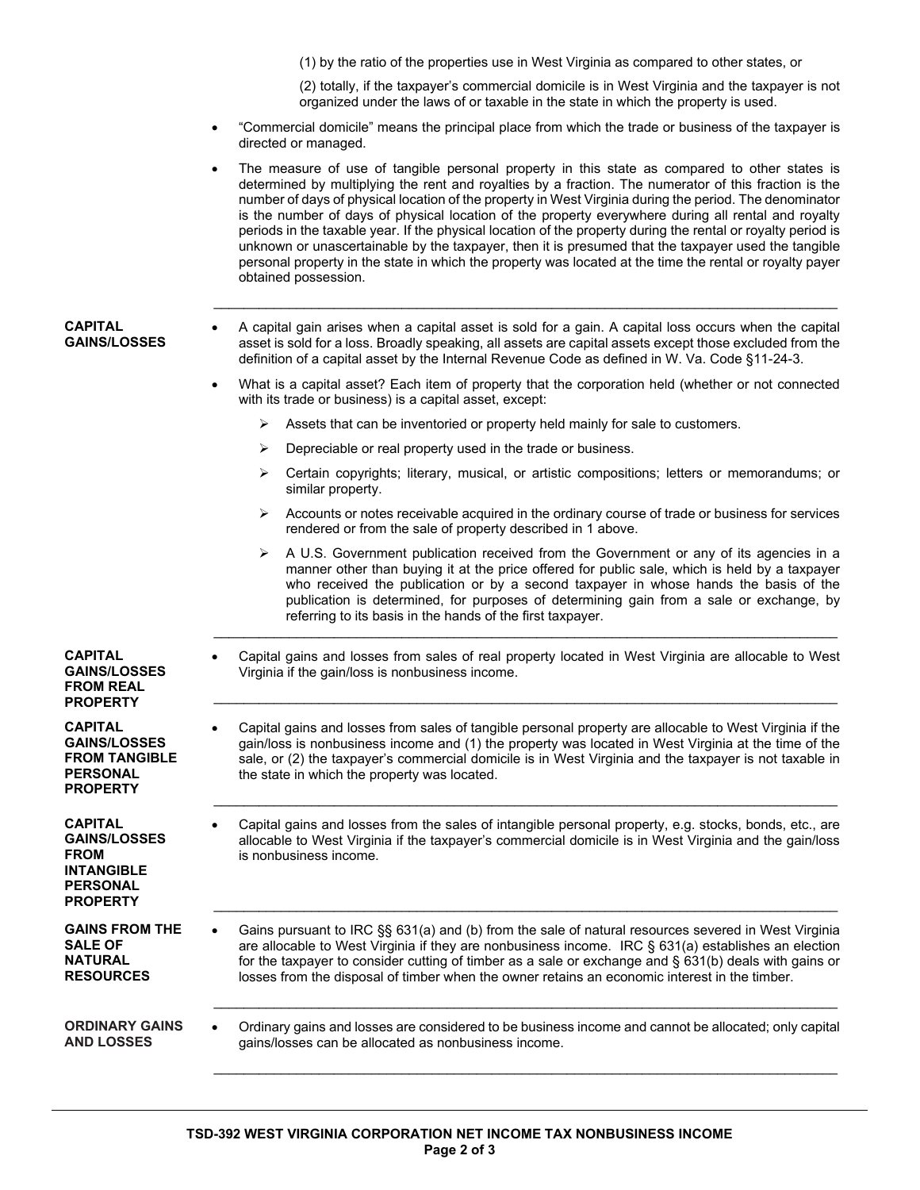(1) by the ratio of the properties use in West Virginia as compared to other states, or

(2) totally, if the taxpayer's commercial domicile is in West Virginia and the taxpayer is not organized under the laws of or taxable in the state in which the property is used.

- "Commercial domicile" means the principal place from which the trade or business of the taxpayer is directed or managed.
- The measure of use of tangible personal property in this state as compared to other states is determined by multiplying the rent and royalties by a fraction. The numerator of this fraction is the number of days of physical location of the property in West Virginia during the period. The denominator is the number of days of physical location of the property everywhere during all rental and royalty periods in the taxable year. If the physical location of the property during the rental or royalty period is unknown or unascertainable by the taxpayer, then it is presumed that the taxpayer used the tangible personal property in the state in which the property was located at the time the rental or royalty payer obtained possession.

---

**CAPITAL GAINS/LOSSES**

- A capital gain arises when a capital asset is sold for a gain. A capital loss occurs when the capital asset is sold for a loss. Broadly speaking, all assets are capital assets except those excluded from the definition of a capital asset by the Internal Revenue Code as defined in W. Va. Code §11-24-3.
- What is a capital asset? Each item of property that the corporation held (whether or not connected with its trade or business) is a capital asset, except:
  - Assets that can be inventoried or property held mainly for sale to customers.
  - Depreciable or real property used in the trade or business.
  - Certain copyrights; literary, musical, or artistic compositions; letters or memorandums; or similar property.
  - Accounts or notes receivable acquired in the ordinary course of trade or business for services rendered or from the sale of property described in 1 above.
  - A U.S. Government publication received from the Government or any of its agencies in a manner other than buying it at the price offered for public sale, which is held by a taxpayer who received the publication or by a second taxpayer in whose hands the basis of the publication is determined, for purposes of determining gain from a sale or exchange, by referring to its basis in the hands of the first taxpayer.

---

**CAPITAL GAINS/LOSSES FROM REAL PROPERTY**

- Capital gains and losses from sales of real property located in West Virginia are allocable to West Virginia if the gain/loss is nonbusiness income.

---

**CAPITAL GAINS/LOSSES FROM TANGIBLE PERSONAL PROPERTY**

- Capital gains and losses from sales of tangible personal property are allocable to West Virginia if the gain/loss is nonbusiness income and (1) the property was located in West Virginia at the time of the sale, or (2) the taxpayer's commercial domicile is in West Virginia and the taxpayer is not taxable in the state in which the property was located.

---

**CAPITAL GAINS/LOSSES FROM INTANGIBLE PERSONAL PROPERTY**

- Capital gains and losses from the sales of intangible personal property, e.g. stocks, bonds, etc., are allocable to West Virginia if the taxpayer's commercial domicile is in West Virginia and the gain/loss is nonbusiness income.

---

**GAINS FROM THE SALE OF NATURAL RESOURCES**

- Gains pursuant to IRC §§ 631(a) and (b) from the sale of natural resources severed in West Virginia are allocable to West Virginia if they are nonbusiness income. IRC § 631(a) establishes an election for the taxpayer to consider cutting of timber as a sale or exchange and § 631(b) deals with gains or losses from the disposal of timber when the owner retains an economic interest in the timber.

---

**ORDINARY GAINS AND LOSSES**

- Ordinary gains and losses are considered to be business income and cannot be allocated; only capital gains/losses can be allocated as nonbusiness income.

---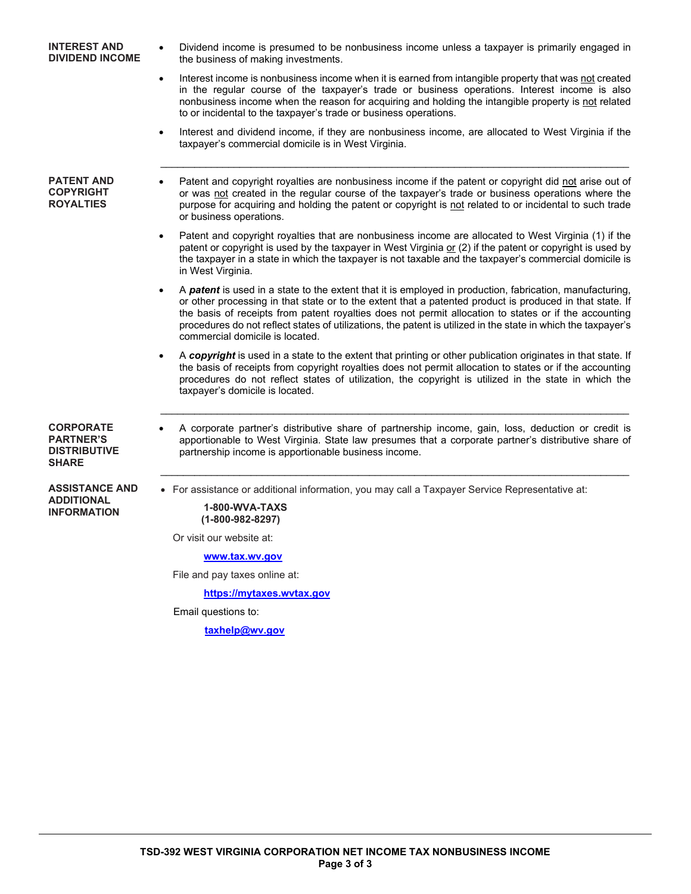## INTEREST AND DIVIDEND INCOME

- Dividend income is presumed to be nonbusiness income unless a taxpayer is primarily engaged in the business of making investments.
- Interest income is nonbusiness income when it is earned from intangible property that was <u>not</u> created in the regular course of the taxpayer's trade or business operations. Interest income is also nonbusiness income when the reason for acquiring and holding the intangible property is <u>not</u> related to or incidental to the taxpayer's trade or business operations.
- Interest and dividend income, if they are nonbusiness income, are allocated to West Virginia if the taxpayer's commercial domicile is in West Virginia.

---

## PATENT AND COPYRIGHT ROYALTIES

- Patent and copyright royalties are nonbusiness income if the patent or copyright did <u>not</u> arise out of or was <u>not</u> created in the regular course of the taxpayer's trade or business operations where the purpose for acquiring and holding the patent or copyright is <u>not</u> related to or incidental to such trade or business operations.
- Patent and copyright royalties that are nonbusiness income are allocated to West Virginia (1) if the patent or copyright is used by the taxpayer in West Virginia <u>or</u> (2) if the patent or copyright is used by the taxpayer in a state in which the taxpayer is not taxable and the taxpayer's commercial domicile is in West Virginia.
- A ***patent*** is used in a state to the extent that it is employed in production, fabrication, manufacturing, or other processing in that state or to the extent that a patented product is produced in that state. If the basis of receipts from patent royalties does not permit allocation to states or if the accounting procedures do not reflect states of utilizations, the patent is utilized in the state in which the taxpayer's commercial domicile is located.
- A ***copyright*** is used in a state to the extent that printing or other publication originates in that state. If the basis of receipts from copyright royalties does not permit allocation to states or if the accounting procedures do not reflect states of utilization, the copyright is utilized in the state in which the taxpayer's domicile is located.

---

## CORPORATE PARTNER'S DISTRIBUTIVE SHARE

- A corporate partner's distributive share of partnership income, gain, loss, deduction or credit is apportionable to West Virginia. State law presumes that a corporate partner's distributive share of partnership income is apportionable business income.

---

## ASSISTANCE AND ADDITIONAL INFORMATION

- For assistance or additional information, you may call a Taxpayer Service Representative at:

  **1-800-WVA-TAXS**
  **(1-800-982-8297)**

  Or visit our website at:

  **www.tax.wv.gov**

  File and pay taxes online at:

  **https://mytaxes.wvtax.gov**

  Email questions to:

  **taxhelp@wv.gov**